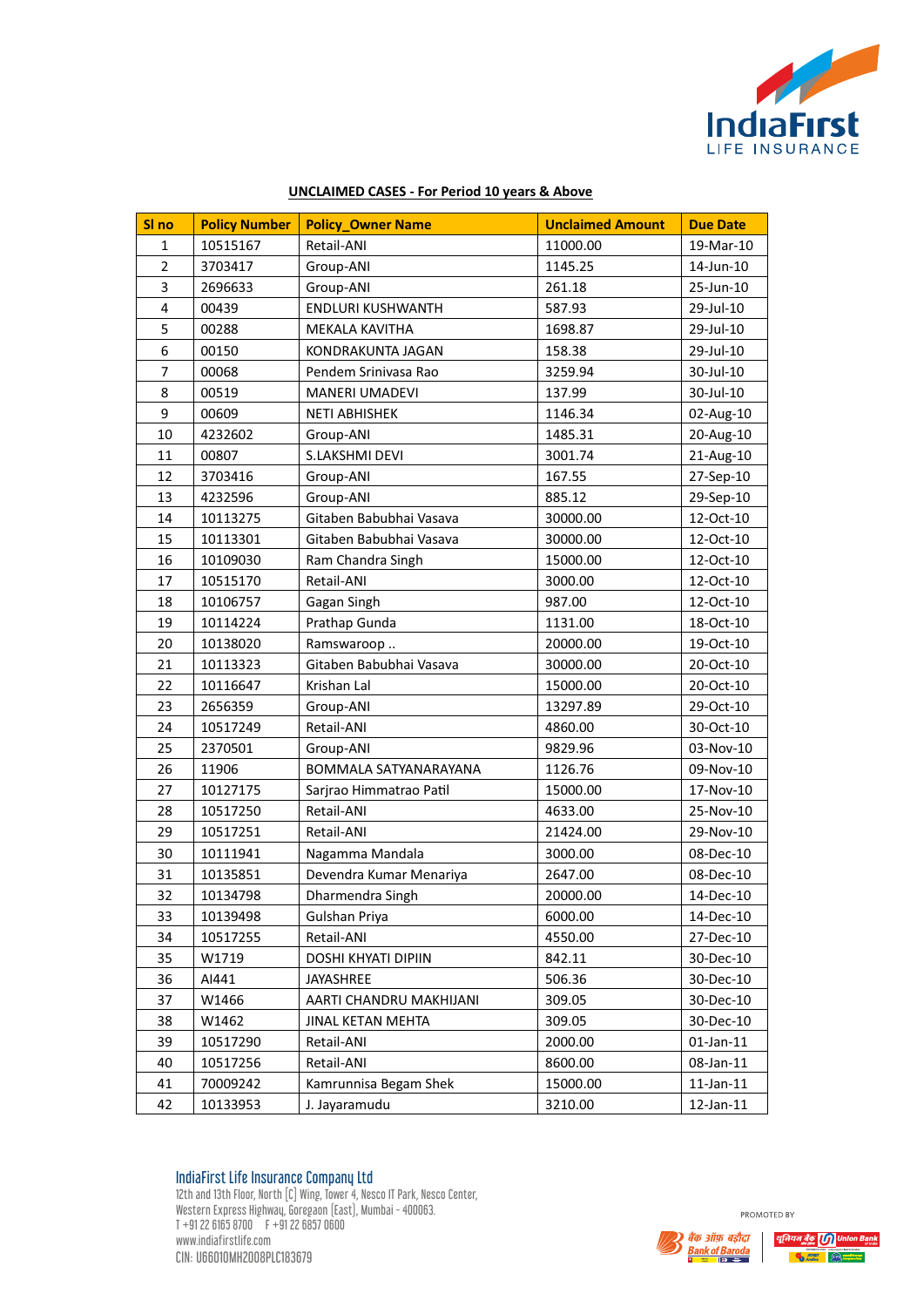**UNCLAIMED CASES - For Period 10 years & Above**

| Sl no | Policy Number | Policy_Owner Name | Unclaimed Amount | Due Date |
|---|---|---|---|---|
| 1 | 10515167 | Retail-ANI | 11000.00 | 19-Mar-10 |
| 2 | 3703417 | Group-ANI | 1145.25 | 14-Jun-10 |
| 3 | 2696633 | Group-ANI | 261.18 | 25-Jun-10 |
| 4 | 00439 | ENDLURI KUSHWANTH | 587.93 | 29-Jul-10 |
| 5 | 00288 | MEKALA KAVITHA | 1698.87 | 29-Jul-10 |
| 6 | 00150 | KONDRAKUNTA JAGAN | 158.38 | 29-Jul-10 |
| 7 | 00068 | Pendem Srinivasa Rao | 3259.94 | 30-Jul-10 |
| 8 | 00519 | MANERI UMADEVI | 137.99 | 30-Jul-10 |
| 9 | 00609 | NETI ABHISHEK | 1146.34 | 02-Aug-10 |
| 10 | 4232602 | Group-ANI | 1485.31 | 20-Aug-10 |
| 11 | 00807 | S.LAKSHMI DEVI | 3001.74 | 21-Aug-10 |
| 12 | 3703416 | Group-ANI | 167.55 | 27-Sep-10 |
| 13 | 4232596 | Group-ANI | 885.12 | 29-Sep-10 |
| 14 | 10113275 | Gitaben Babubhai Vasava | 30000.00 | 12-Oct-10 |
| 15 | 10113301 | Gitaben Babubhai Vasava | 30000.00 | 12-Oct-10 |
| 16 | 10109030 | Ram Chandra Singh | 15000.00 | 12-Oct-10 |
| 17 | 10515170 | Retail-ANI | 3000.00 | 12-Oct-10 |
| 18 | 10106757 | Gagan Singh | 987.00 | 12-Oct-10 |
| 19 | 10114224 | Prathap Gunda | 1131.00 | 18-Oct-10 |
| 20 | 10138020 | Ramswaroop .. | 20000.00 | 19-Oct-10 |
| 21 | 10113323 | Gitaben Babubhai Vasava | 30000.00 | 20-Oct-10 |
| 22 | 10116647 | Krishan Lal | 15000.00 | 20-Oct-10 |
| 23 | 2656359 | Group-ANI | 13297.89 | 29-Oct-10 |
| 24 | 10517249 | Retail-ANI | 4860.00 | 30-Oct-10 |
| 25 | 2370501 | Group-ANI | 9829.96 | 03-Nov-10 |
| 26 | 11906 | BOMMALA SATYANARAYANA | 1126.76 | 09-Nov-10 |
| 27 | 10127175 | Sarjrao Himmatrao Patil | 15000.00 | 17-Nov-10 |
| 28 | 10517250 | Retail-ANI | 4633.00 | 25-Nov-10 |
| 29 | 10517251 | Retail-ANI | 21424.00 | 29-Nov-10 |
| 30 | 10111941 | Nagamma Mandala | 3000.00 | 08-Dec-10 |
| 31 | 10135851 | Devendra Kumar Menariya | 2647.00 | 08-Dec-10 |
| 32 | 10134798 | Dharmendra Singh | 20000.00 | 14-Dec-10 |
| 33 | 10139498 | Gulshan Priya | 6000.00 | 14-Dec-10 |
| 34 | 10517255 | Retail-ANI | 4550.00 | 27-Dec-10 |
| 35 | W1719 | DOSHI KHYATI DIPIIN | 842.11 | 30-Dec-10 |
| 36 | AI441 | JAYASHREE | 506.36 | 30-Dec-10 |
| 37 | W1466 | AARTI CHANDRU MAKHIJANI | 309.05 | 30-Dec-10 |
| 38 | W1462 | JINAL KETAN MEHTA | 309.05 | 30-Dec-10 |
| 39 | 10517290 | Retail-ANI | 2000.00 | 01-Jan-11 |
| 40 | 10517256 | Retail-ANI | 8600.00 | 08-Jan-11 |
| 41 | 70009242 | Kamrunnisa Begam Shek | 15000.00 | 11-Jan-11 |
| 42 | 10133953 | J. Jayaramudu | 3210.00 | 12-Jan-11 |

IndiaFirst Life Insurance Company Ltd
12th and 13th Floor, North [C] Wing, Tower 4, Nesco IT Park, Nesco Center,
Western Express Highway, Goregaon (East), Mumbai - 400063.
T +91 22 6165 8700 F +91 22 6857 0600
www.indiafirstlife.com
CIN: U66010MH2008PLC183679

PROMOTED BY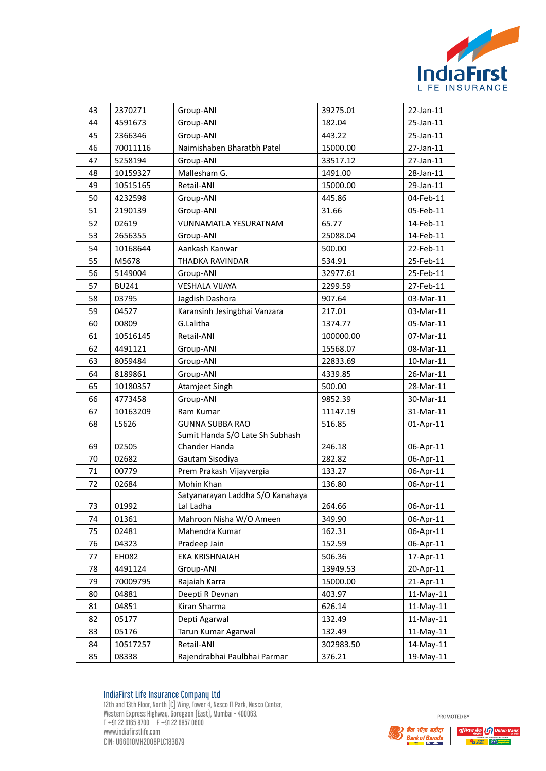| 43 | 2370271 | Group-ANI | 39275.01 | 22-Jan-11 |
|---|---|---|---|---|
| 44 | 4591673 | Group-ANI | 182.04 | 25-Jan-11 |
| 45 | 2366346 | Group-ANI | 443.22 | 25-Jan-11 |
| 46 | 70011116 | Naimishaben Bharatbh Patel | 15000.00 | 27-Jan-11 |
| 47 | 5258194 | Group-ANI | 33517.12 | 27-Jan-11 |
| 48 | 10159327 | Mallesham G. | 1491.00 | 28-Jan-11 |
| 49 | 10515165 | Retail-ANI | 15000.00 | 29-Jan-11 |
| 50 | 4232598 | Group-ANI | 445.86 | 04-Feb-11 |
| 51 | 2190139 | Group-ANI | 31.66 | 05-Feb-11 |
| 52 | 02619 | VUNNAMATLA YESURATNAM | 65.77 | 14-Feb-11 |
| 53 | 2656355 | Group-ANI | 25088.04 | 14-Feb-11 |
| 54 | 10168644 | Aankash Kanwar | 500.00 | 22-Feb-11 |
| 55 | M5678 | THADKA RAVINDAR | 534.91 | 25-Feb-11 |
| 56 | 5149004 | Group-ANI | 32977.61 | 25-Feb-11 |
| 57 | BU241 | VESHALA VIJAYA | 2299.59 | 27-Feb-11 |
| 58 | 03795 | Jagdish Dashora | 907.64 | 03-Mar-11 |
| 59 | 04527 | Karansinh Jesingbhai Vanzara | 217.01 | 03-Mar-11 |
| 60 | 00809 | G.Lalitha | 1374.77 | 05-Mar-11 |
| 61 | 10516145 | Retail-ANI | 100000.00 | 07-Mar-11 |
| 62 | 4491121 | Group-ANI | 15568.07 | 08-Mar-11 |
| 63 | 8059484 | Group-ANI | 22833.69 | 10-Mar-11 |
| 64 | 8189861 | Group-ANI | 4339.85 | 26-Mar-11 |
| 65 | 10180357 | Atamjeet Singh | 500.00 | 28-Mar-11 |
| 66 | 4773458 | Group-ANI | 9852.39 | 30-Mar-11 |
| 67 | 10163209 | Ram Kumar | 11147.19 | 31-Mar-11 |
| 68 | L5626 | GUNNA SUBBA RAO | 516.85 | 01-Apr-11 |
| 69 | 02505 | Sumit Handa S/O Late Sh Subhash Chander Handa | 246.18 | 06-Apr-11 |
| 70 | 02682 | Gautam Sisodiya | 282.82 | 06-Apr-11 |
| 71 | 00779 | Prem Prakash Vijayvergia | 133.27 | 06-Apr-11 |
| 72 | 02684 | Mohin Khan | 136.80 | 06-Apr-11 |
| 73 | 01992 | Satyanarayan Laddha S/O Kanahaya Lal Ladha | 264.66 | 06-Apr-11 |
| 74 | 01361 | Mahroon Nisha W/O Ameen | 349.90 | 06-Apr-11 |
| 75 | 02481 | Mahendra Kumar | 162.31 | 06-Apr-11 |
| 76 | 04323 | Pradeep Jain | 152.59 | 06-Apr-11 |
| 77 | EH082 | EKA KRISHNAIAH | 506.36 | 17-Apr-11 |
| 78 | 4491124 | Group-ANI | 13949.53 | 20-Apr-11 |
| 79 | 70009795 | Rajaiah Karra | 15000.00 | 21-Apr-11 |
| 80 | 04881 | Deepti R Devnan | 403.97 | 11-May-11 |
| 81 | 04851 | Kiran Sharma | 626.14 | 11-May-11 |
| 82 | 05177 | Depti Agarwal | 132.49 | 11-May-11 |
| 83 | 05176 | Tarun Kumar Agarwal | 132.49 | 11-May-11 |
| 84 | 10517257 | Retail-ANI | 302983.50 | 14-May-11 |
| 85 | 08338 | Rajendrabhai Paulbhai Parmar | 376.21 | 19-May-11 |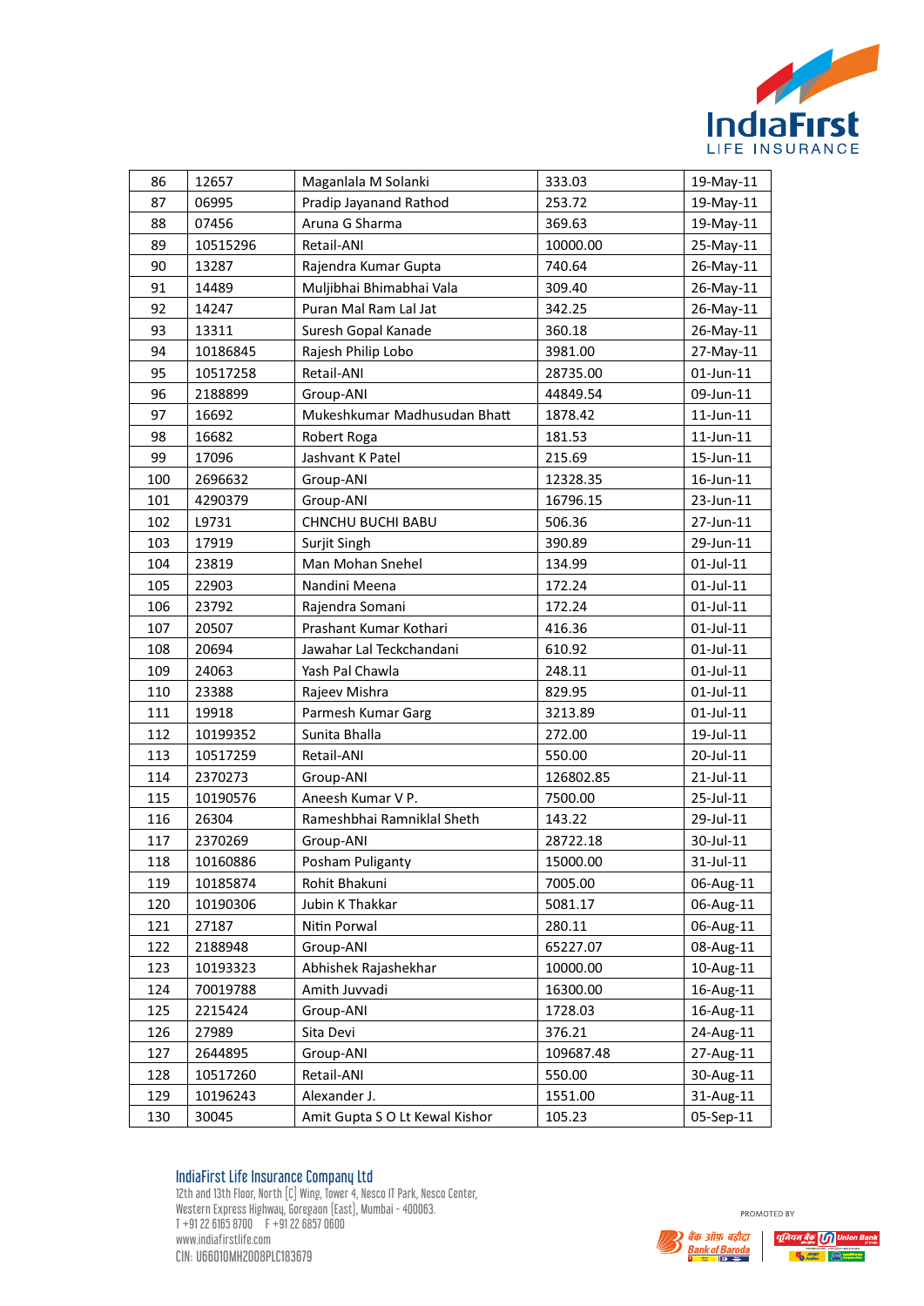| 86 | 12657 | Maganlala M Solanki | 333.03 | 19-May-11 |
|---|---|---|---|---|
| 87 | 06995 | Pradip Jayanand Rathod | 253.72 | 19-May-11 |
| 88 | 07456 | Aruna G Sharma | 369.63 | 19-May-11 |
| 89 | 10515296 | Retail-ANI | 10000.00 | 25-May-11 |
| 90 | 13287 | Rajendra Kumar Gupta | 740.64 | 26-May-11 |
| 91 | 14489 | Muljibhai Bhimabhai Vala | 309.40 | 26-May-11 |
| 92 | 14247 | Puran Mal Ram Lal Jat | 342.25 | 26-May-11 |
| 93 | 13311 | Suresh Gopal Kanade | 360.18 | 26-May-11 |
| 94 | 10186845 | Rajesh Philip Lobo | 3981.00 | 27-May-11 |
| 95 | 10517258 | Retail-ANI | 28735.00 | 01-Jun-11 |
| 96 | 2188899 | Group-ANI | 44849.54 | 09-Jun-11 |
| 97 | 16692 | Mukeshkumar Madhusudan Bhatt | 1878.42 | 11-Jun-11 |
| 98 | 16682 | Robert Roga | 181.53 | 11-Jun-11 |
| 99 | 17096 | Jashvant K Patel | 215.69 | 15-Jun-11 |
| 100 | 2696632 | Group-ANI | 12328.35 | 16-Jun-11 |
| 101 | 4290379 | Group-ANI | 16796.15 | 23-Jun-11 |
| 102 | L9731 | CHNCHU BUCHI BABU | 506.36 | 27-Jun-11 |
| 103 | 17919 | Surjit Singh | 390.89 | 29-Jun-11 |
| 104 | 23819 | Man Mohan Snehel | 134.99 | 01-Jul-11 |
| 105 | 22903 | Nandini Meena | 172.24 | 01-Jul-11 |
| 106 | 23792 | Rajendra Somani | 172.24 | 01-Jul-11 |
| 107 | 20507 | Prashant Kumar Kothari | 416.36 | 01-Jul-11 |
| 108 | 20694 | Jawahar Lal Teckchandani | 610.92 | 01-Jul-11 |
| 109 | 24063 | Yash Pal Chawla | 248.11 | 01-Jul-11 |
| 110 | 23388 | Rajeev Mishra | 829.95 | 01-Jul-11 |
| 111 | 19918 | Parmesh Kumar Garg | 3213.89 | 01-Jul-11 |
| 112 | 10199352 | Sunita Bhalla | 272.00 | 19-Jul-11 |
| 113 | 10517259 | Retail-ANI | 550.00 | 20-Jul-11 |
| 114 | 2370273 | Group-ANI | 126802.85 | 21-Jul-11 |
| 115 | 10190576 | Aneesh Kumar V P. | 7500.00 | 25-Jul-11 |
| 116 | 26304 | Rameshbhai Ramniklal Sheth | 143.22 | 29-Jul-11 |
| 117 | 2370269 | Group-ANI | 28722.18 | 30-Jul-11 |
| 118 | 10160886 | Posham Puliganty | 15000.00 | 31-Jul-11 |
| 119 | 10185874 | Rohit Bhakuni | 7005.00 | 06-Aug-11 |
| 120 | 10190306 | Jubin K Thakkar | 5081.17 | 06-Aug-11 |
| 121 | 27187 | Nitin Porwal | 280.11 | 06-Aug-11 |
| 122 | 2188948 | Group-ANI | 65227.07 | 08-Aug-11 |
| 123 | 10193323 | Abhishek Rajashekhar | 10000.00 | 10-Aug-11 |
| 124 | 70019788 | Amith Juvvadi | 16300.00 | 16-Aug-11 |
| 125 | 2215424 | Group-ANI | 1728.03 | 16-Aug-11 |
| 126 | 27989 | Sita Devi | 376.21 | 24-Aug-11 |
| 127 | 2644895 | Group-ANI | 109687.48 | 27-Aug-11 |
| 128 | 10517260 | Retail-ANI | 550.00 | 30-Aug-11 |
| 129 | 10196243 | Alexander J. | 1551.00 | 31-Aug-11 |
| 130 | 30045 | Amit Gupta S O Lt Kewal Kishor | 105.23 | 05-Sep-11 |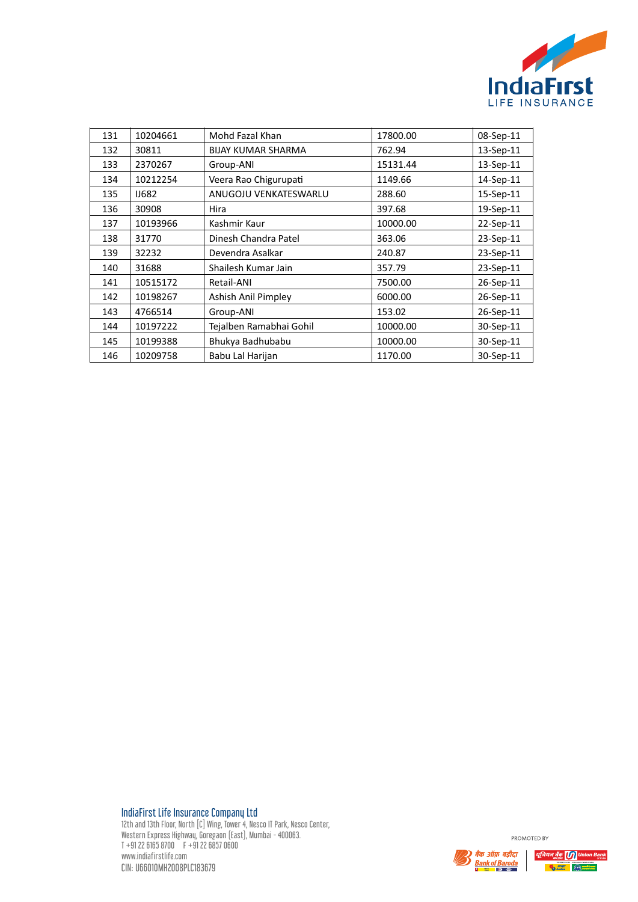| | | | | |
|---|---|---|---|---|
| 131 | 10204661 | Mohd Fazal Khan | 17800.00 | 08-Sep-11 |
| 132 | 30811 | BIJAY KUMAR SHARMA | 762.94 | 13-Sep-11 |
| 133 | 2370267 | Group-ANI | 15131.44 | 13-Sep-11 |
| 134 | 10212254 | Veera Rao Chigurupati | 1149.66 | 14-Sep-11 |
| 135 | IJ682 | ANUGOJU VENKATESWARLU | 288.60 | 15-Sep-11 |
| 136 | 30908 | Hira | 397.68 | 19-Sep-11 |
| 137 | 10193966 | Kashmir Kaur | 10000.00 | 22-Sep-11 |
| 138 | 31770 | Dinesh Chandra Patel | 363.06 | 23-Sep-11 |
| 139 | 32232 | Devendra Asalkar | 240.87 | 23-Sep-11 |
| 140 | 31688 | Shailesh Kumar Jain | 357.79 | 23-Sep-11 |
| 141 | 10515172 | Retail-ANI | 7500.00 | 26-Sep-11 |
| 142 | 10198267 | Ashish Anil Pimpley | 6000.00 | 26-Sep-11 |
| 143 | 4766514 | Group-ANI | 153.02 | 26-Sep-11 |
| 144 | 10197222 | Tejalben Ramabhai Gohil | 10000.00 | 30-Sep-11 |
| 145 | 10199388 | Bhukya Badhubabu | 10000.00 | 30-Sep-11 |
| 146 | 10209758 | Babu Lal Harijan | 1170.00 | 30-Sep-11 |